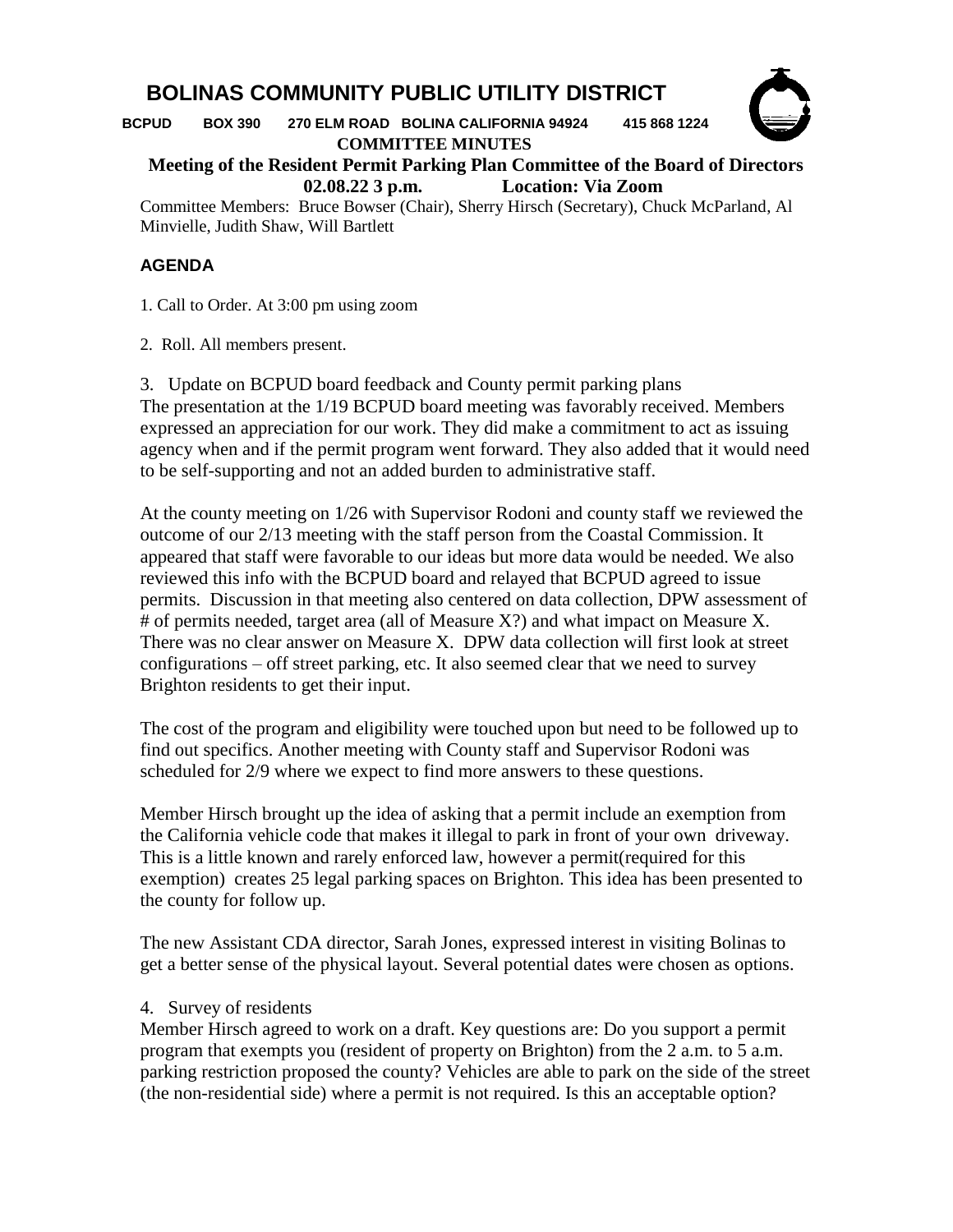# BOLINAS COMMUNITY PUBLIC UTILITY DISTRICT

**BCPUD BOX 390 270 ELM ROAD BOLINA CALIFORNIA 94924 415 868 1224**

**COMMITTEE MINUTES**

**Meeting of the Resident Permit Parking Plan Committee of the Board of Directors**
**02.08.22 3 p.m. Location: Via Zoom**

Committee Members: Bruce Bowser (Chair), Sherry Hirsch (Secretary), Chuck McParland, Al Minvielle, Judith Shaw, Will Bartlett

## AGENDA

1. Call to Order. At 3:00 pm using zoom

2. Roll. All members present.

3. Update on BCPUD board feedback and County permit parking plans

The presentation at the 1/19 BCPUD board meeting was favorably received. Members expressed an appreciation for our work. They did make a commitment to act as issuing agency when and if the permit program went forward. They also added that it would need to be self-supporting and not an added burden to administrative staff.

At the county meeting on 1/26 with Supervisor Rodoni and county staff we reviewed the outcome of our 2/13 meeting with the staff person from the Coastal Commission. It appeared that staff were favorable to our ideas but more data would be needed. We also reviewed this info with the BCPUD board and relayed that BCPUD agreed to issue permits. Discussion in that meeting also centered on data collection, DPW assessment of # of permits needed, target area (all of Measure X?) and what impact on Measure X. There was no clear answer on Measure X. DPW data collection will first look at street configurations – off street parking, etc. It also seemed clear that we need to survey Brighton residents to get their input.

The cost of the program and eligibility were touched upon but need to be followed up to find out specifics. Another meeting with County staff and Supervisor Rodoni was scheduled for 2/9 where we expect to find more answers to these questions.

Member Hirsch brought up the idea of asking that a permit include an exemption from the California vehicle code that makes it illegal to park in front of your own driveway. This is a little known and rarely enforced law, however a permit(required for this exemption) creates 25 legal parking spaces on Brighton. This idea has been presented to the county for follow up.

The new Assistant CDA director, Sarah Jones, expressed interest in visiting Bolinas to get a better sense of the physical layout. Several potential dates were chosen as options.

4. Survey of residents

Member Hirsch agreed to work on a draft. Key questions are: Do you support a permit program that exempts you (resident of property on Brighton) from the 2 a.m. to 5 a.m. parking restriction proposed the county? Vehicles are able to park on the side of the street (the non-residential side) where a permit is not required. Is this an acceptable option?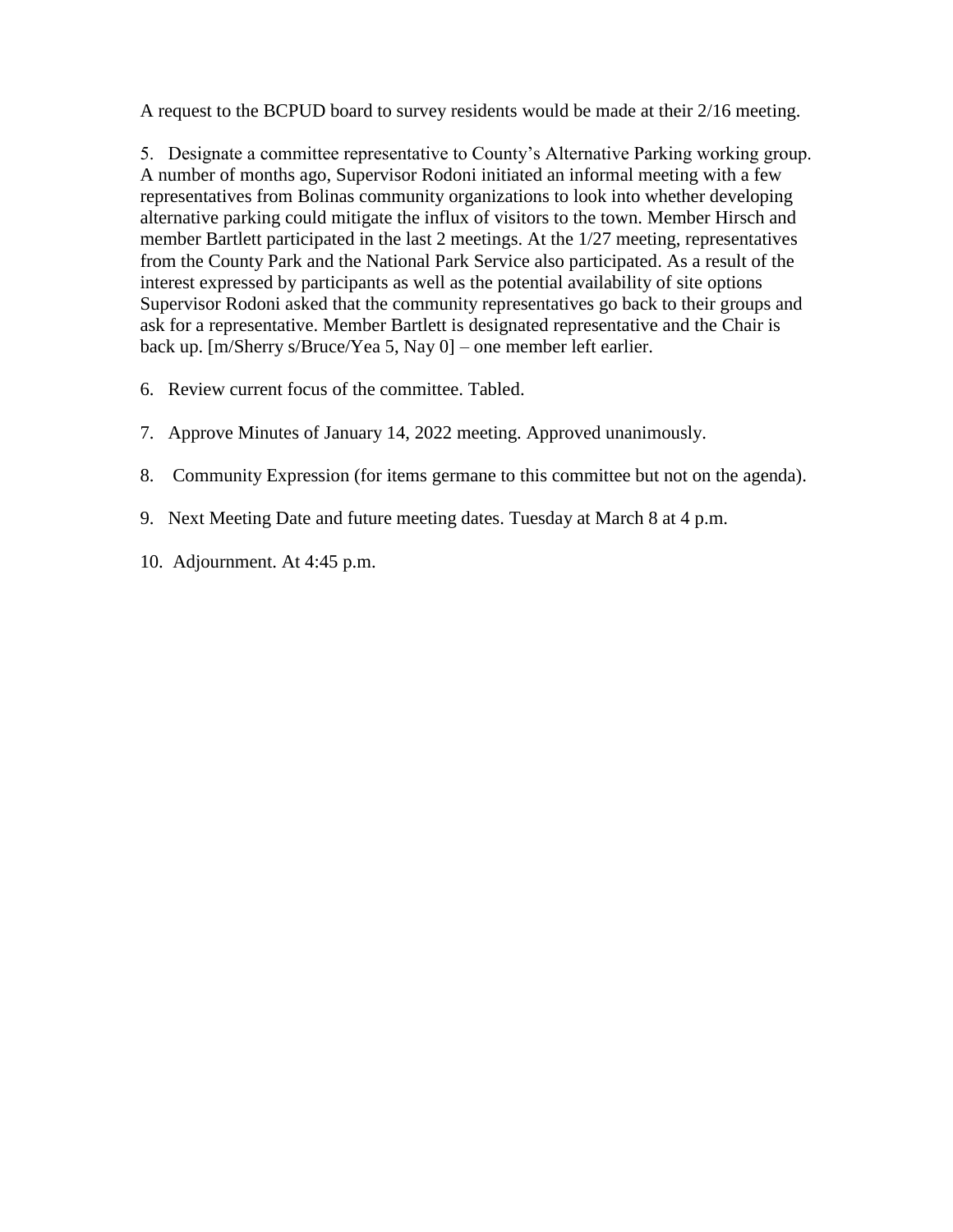A request to the BCPUD board to survey residents would be made at their 2/16 meeting.

5. Designate a committee representative to County's Alternative Parking working group. A number of months ago, Supervisor Rodoni initiated an informal meeting with a few representatives from Bolinas community organizations to look into whether developing alternative parking could mitigate the influx of visitors to the town. Member Hirsch and member Bartlett participated in the last 2 meetings. At the 1/27 meeting, representatives from the County Park and the National Park Service also participated. As a result of the interest expressed by participants as well as the potential availability of site options Supervisor Rodoni asked that the community representatives go back to their groups and ask for a representative. Member Bartlett is designated representative and the Chair is back up. [m/Sherry s/Bruce/Yea 5, Nay 0] – one member left earlier.

6. Review current focus of the committee. Tabled.

7. Approve Minutes of January 14, 2022 meeting. Approved unanimously.

8. Community Expression (for items germane to this committee but not on the agenda).

9. Next Meeting Date and future meeting dates. Tuesday at March 8 at 4 p.m.

10. Adjournment. At 4:45 p.m.